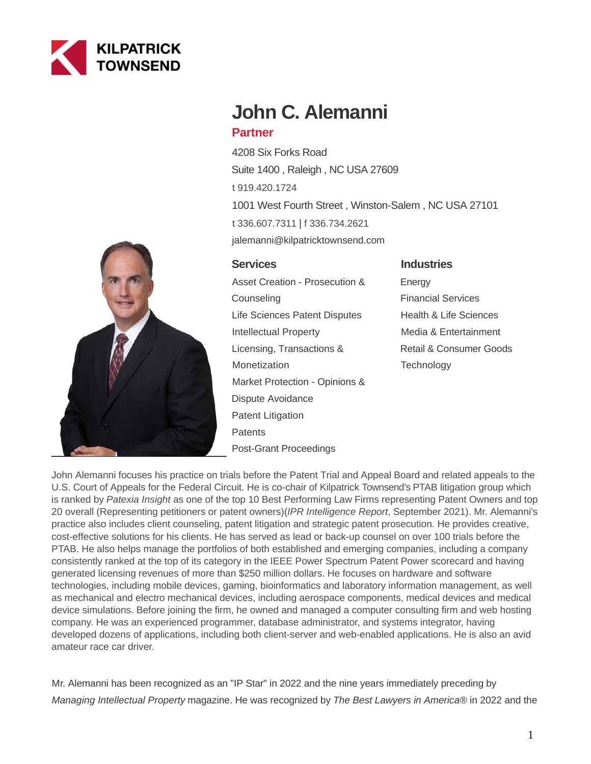KILPATRICK TOWNSEND

# John C. Alemanni

## Partner

4208 Six Forks Road
Suite 1400 , Raleigh , NC USA 27609
t 919.420.1724
1001 West Fourth Street , Winston-Salem , NC USA 27101
t 336.607.7311 | f 336.734.2621
jalemanni@kilpatricktownsend.com

### Services

- Asset Creation - Prosecution & Counseling
- Life Sciences Patent Disputes
- Intellectual Property
- Licensing, Transactions & Monetization
- Market Protection - Opinions & Dispute Avoidance
- Patent Litigation
- Patents
- Post-Grant Proceedings

### Industries

- Energy
- Financial Services
- Health & Life Sciences
- Media & Entertainment
- Retail & Consumer Goods
- Technology

John Alemanni focuses his practice on trials before the Patent Trial and Appeal Board and related appeals to the U.S. Court of Appeals for the Federal Circuit. He is co-chair of Kilpatrick Townsend's PTAB litigation group which is ranked by *Patexia Insight* as one of the top 10 Best Performing Law Firms representing Patent Owners and top 20 overall (Representing petitioners or patent owners)(*IPR Intelligence Report*, September 2021). Mr. Alemanni's practice also includes client counseling, patent litigation and strategic patent prosecution. He provides creative, cost-effective solutions for his clients. He has served as lead or back-up counsel on over 100 trials before the PTAB. He also helps manage the portfolios of both established and emerging companies, including a company consistently ranked at the top of its category in the IEEE Power Spectrum Patent Power scorecard and having generated licensing revenues of more than $250 million dollars. He focuses on hardware and software technologies, including mobile devices, gaming, bioinformatics and laboratory information management, as well as mechanical and electro mechanical devices, including aerospace components, medical devices and medical device simulations. Before joining the firm, he owned and managed a computer consulting firm and web hosting company. He was an experienced programmer, database administrator, and systems integrator, having developed dozens of applications, including both client-server and web-enabled applications. He is also an avid amateur race car driver.

Mr. Alemanni has been recognized as an "IP Star" in 2022 and the nine years immediately preceding by *Managing Intellectual Property* magazine. He was recognized by *The Best Lawyers in America®* in 2022 and the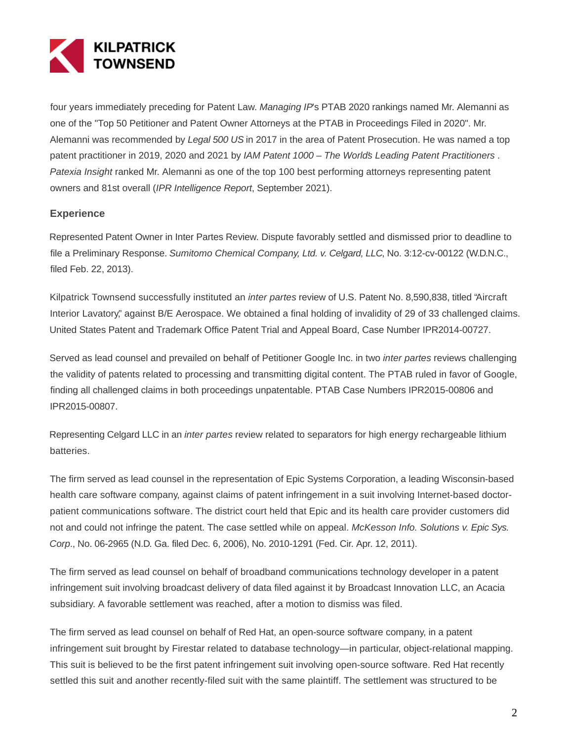four years immediately preceding for Patent Law. *Managing IP*'s PTAB 2020 rankings named Mr. Alemanni as one of the "Top 50 Petitioner and Patent Owner Attorneys at the PTAB in Proceedings Filed in 2020". Mr. Alemanni was recommended by *Legal 500 US* in 2017 in the area of Patent Prosecution. He was named a top patent practitioner in 2019, 2020 and 2021 by *IAM Patent 1000 – The World's Leading Patent Practitioners* . *Patexia Insight* ranked Mr. Alemanni as one of the top 100 best performing attorneys representing patent owners and 81st overall (*IPR Intelligence Report*, September 2021).

## Experience

Represented Patent Owner in Inter Partes Review. Dispute favorably settled and dismissed prior to deadline to file a Preliminary Response. *Sumitomo Chemical Company, Ltd. v. Celgard, LLC*, No. 3:12-cv-00122 (W.D.N.C., filed Feb. 22, 2013).

Kilpatrick Townsend successfully instituted an *inter partes* review of U.S. Patent No. 8,590,838, titled "Aircraft Interior Lavatory," against B/E Aerospace. We obtained a final holding of invalidity of 29 of 33 challenged claims. United States Patent and Trademark Office Patent Trial and Appeal Board, Case Number IPR2014-00727.

Served as lead counsel and prevailed on behalf of Petitioner Google Inc. in two *inter partes* reviews challenging the validity of patents related to processing and transmitting digital content. The PTAB ruled in favor of Google, finding all challenged claims in both proceedings unpatentable. PTAB Case Numbers IPR2015-00806 and IPR2015-00807.

Representing Celgard LLC in an *inter partes* review related to separators for high energy rechargeable lithium batteries.

The firm served as lead counsel in the representation of Epic Systems Corporation, a leading Wisconsin-based health care software company, against claims of patent infringement in a suit involving Internet-based doctor-patient communications software. The district court held that Epic and its health care provider customers did not and could not infringe the patent. The case settled while on appeal. *McKesson Info. Solutions v. Epic Sys. Corp*., No. 06-2965 (N.D. Ga. filed Dec. 6, 2006), No. 2010-1291 (Fed. Cir. Apr. 12, 2011).

The firm served as lead counsel on behalf of broadband communications technology developer in a patent infringement suit involving broadcast delivery of data filed against it by Broadcast Innovation LLC, an Acacia subsidiary. A favorable settlement was reached, after a motion to dismiss was filed.

The firm served as lead counsel on behalf of Red Hat, an open-source software company, in a patent infringement suit brought by Firestar related to database technology—in particular, object-relational mapping. This suit is believed to be the first patent infringement suit involving open-source software. Red Hat recently settled this suit and another recently-filed suit with the same plaintiff. The settlement was structured to be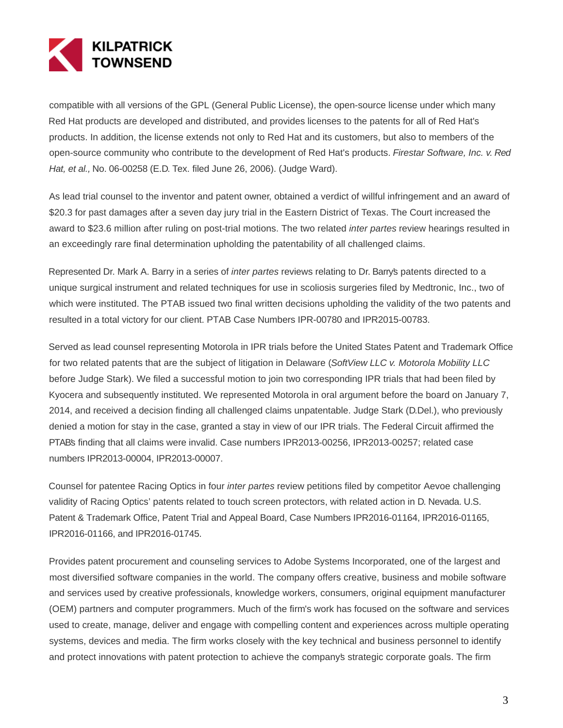compatible with all versions of the GPL (General Public License), the open-source license under which many Red Hat products are developed and distributed, and provides licenses to the patents for all of Red Hat's products. In addition, the license extends not only to Red Hat and its customers, but also to members of the open-source community who contribute to the development of Red Hat's products. *Firestar Software, Inc. v. Red Hat, et al.,* No. 06-00258 (E.D. Tex. filed June 26, 2006). (Judge Ward).

As lead trial counsel to the inventor and patent owner, obtained a verdict of willful infringement and an award of $20.3 for past damages after a seven day jury trial in the Eastern District of Texas. The Court increased the award to $23.6 million after ruling on post-trial motions. The two related *inter partes* review hearings resulted in an exceedingly rare final determination upholding the patentability of all challenged claims.

Represented Dr. Mark A. Barry in a series of *inter partes* reviews relating to Dr. Barry's patents directed to a unique surgical instrument and related techniques for use in scoliosis surgeries filed by Medtronic, Inc., two of which were instituted. The PTAB issued two final written decisions upholding the validity of the two patents and resulted in a total victory for our client. PTAB Case Numbers IPR-00780 and IPR2015-00783.

Served as lead counsel representing Motorola in IPR trials before the United States Patent and Trademark Office for two related patents that are the subject of litigation in Delaware (*SoftView LLC v. Motorola Mobility LLC* before Judge Stark). We filed a successful motion to join two corresponding IPR trials that had been filed by Kyocera and subsequently instituted. We represented Motorola in oral argument before the board on January 7, 2014, and received a decision finding all challenged claims unpatentable. Judge Stark (D.Del.), who previously denied a motion for stay in the case, granted a stay in view of our IPR trials. The Federal Circuit affirmed the PTAB's finding that all claims were invalid. Case numbers IPR2013-00256, IPR2013-00257; related case numbers IPR2013-00004, IPR2013-00007.

Counsel for patentee Racing Optics in four *inter partes* review petitions filed by competitor Aevoe challenging validity of Racing Optics' patents related to touch screen protectors, with related action in D. Nevada. U.S. Patent & Trademark Office, Patent Trial and Appeal Board, Case Numbers IPR2016-01164, IPR2016-01165, IPR2016-01166, and IPR2016-01745.

Provides patent procurement and counseling services to Adobe Systems Incorporated, one of the largest and most diversified software companies in the world. The company offers creative, business and mobile software and services used by creative professionals, knowledge workers, consumers, original equipment manufacturer (OEM) partners and computer programmers. Much of the firm's work has focused on the software and services used to create, manage, deliver and engage with compelling content and experiences across multiple operating systems, devices and media. The firm works closely with the key technical and business personnel to identify and protect innovations with patent protection to achieve the company's strategic corporate goals. The firm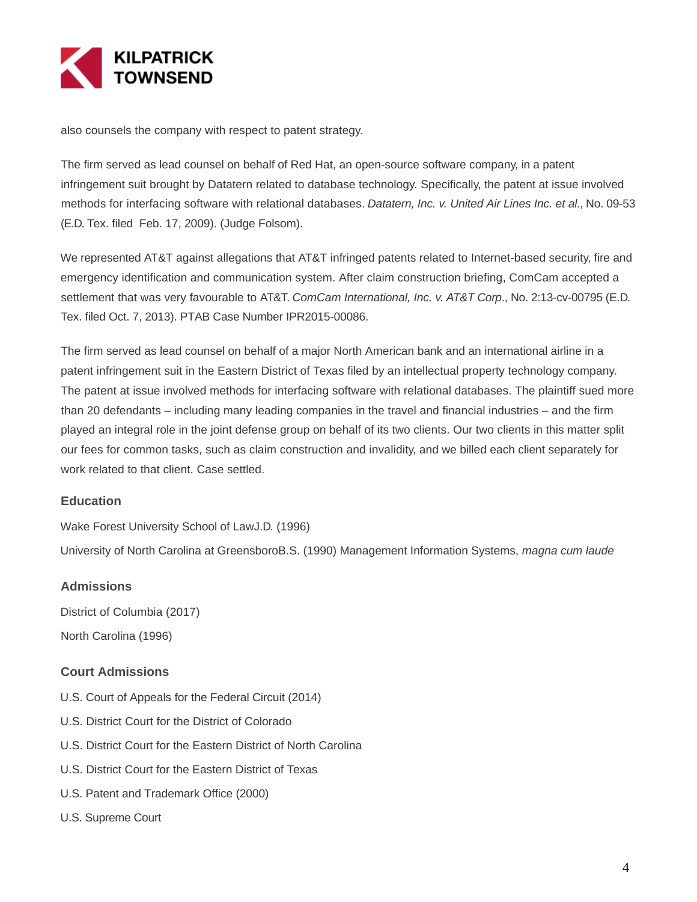also counsels the company with respect to patent strategy.

The firm served as lead counsel on behalf of Red Hat, an open-source software company, in a patent infringement suit brought by Datatern related to database technology. Specifically, the patent at issue involved methods for interfacing software with relational databases. *Datatern, Inc. v. United Air Lines Inc. et al.*, No. 09-53 (E.D. Tex. filed Feb. 17, 2009). (Judge Folsom).

We represented AT&T against allegations that AT&T infringed patents related to Internet-based security, fire and emergency identification and communication system. After claim construction briefing, ComCam accepted a settlement that was very favourable to AT&T. *ComCam International, Inc. v. AT&T Corp*., No. 2:13-cv-00795 (E.D. Tex. filed Oct. 7, 2013). PTAB Case Number IPR2015-00086.

The firm served as lead counsel on behalf of a major North American bank and an international airline in a patent infringement suit in the Eastern District of Texas filed by an intellectual property technology company. The patent at issue involved methods for interfacing software with relational databases. The plaintiff sued more than 20 defendants – including many leading companies in the travel and financial industries – and the firm played an integral role in the joint defense group on behalf of its two clients. Our two clients in this matter split our fees for common tasks, such as claim construction and invalidity, and we billed each client separately for work related to that client. Case settled.

### Education

Wake Forest University School of LawJ.D. (1996)

University of North Carolina at GreensboroB.S. (1990) Management Information Systems, *magna cum laude*

### Admissions

District of Columbia (2017)

North Carolina (1996)

### Court Admissions

U.S. Court of Appeals for the Federal Circuit (2014)

U.S. District Court for the District of Colorado

U.S. District Court for the Eastern District of North Carolina

U.S. District Court for the Eastern District of Texas

U.S. Patent and Trademark Office (2000)

U.S. Supreme Court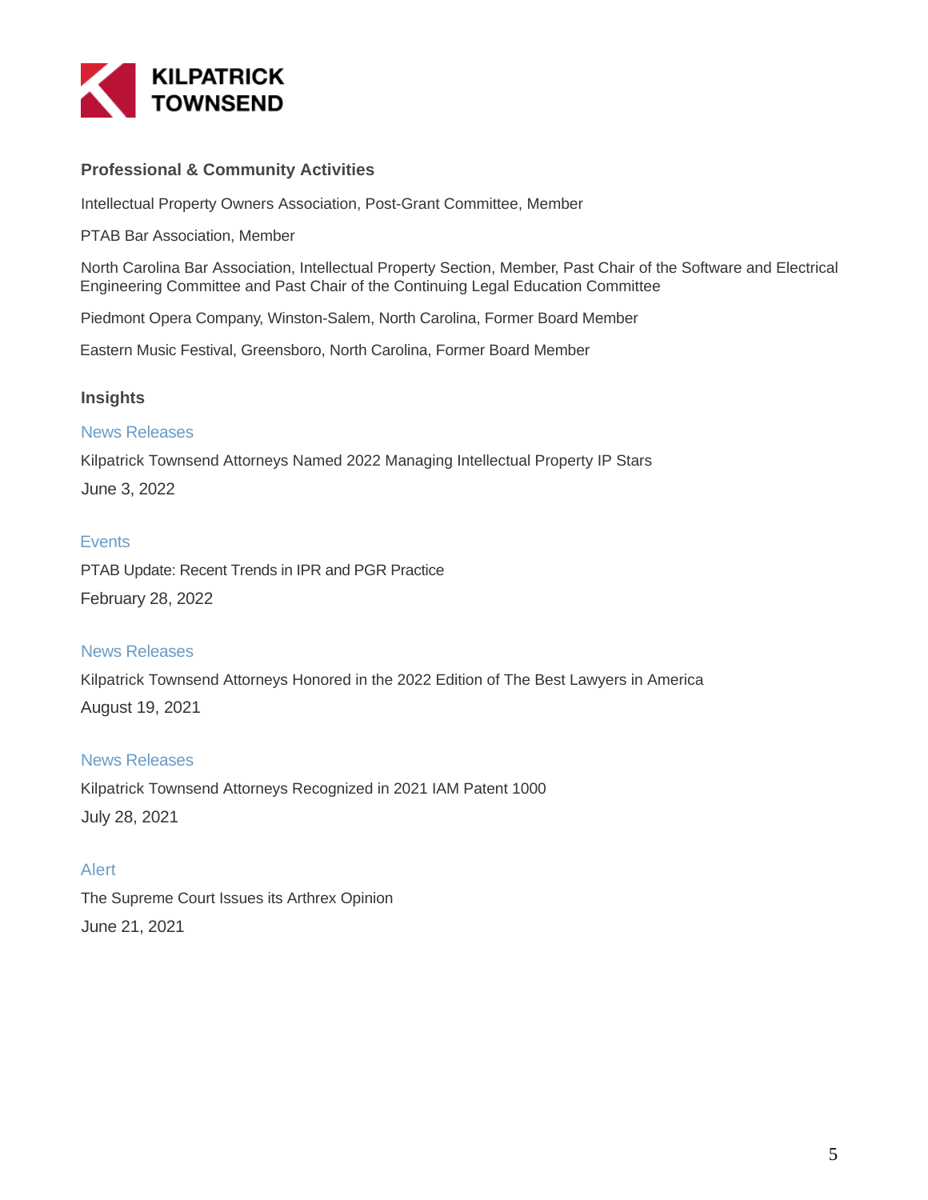## Professional & Community Activities

Intellectual Property Owners Association, Post-Grant Committee, Member

PTAB Bar Association, Member

North Carolina Bar Association, Intellectual Property Section, Member, Past Chair of the Software and Electrical Engineering Committee and Past Chair of the Continuing Legal Education Committee

Piedmont Opera Company, Winston-Salem, North Carolina, Former Board Member

Eastern Music Festival, Greensboro, North Carolina, Former Board Member

## Insights

News Releases

Kilpatrick Townsend Attorneys Named 2022 Managing Intellectual Property IP Stars

June 3, 2022

Events

PTAB Update: Recent Trends in IPR and PGR Practice

February 28, 2022

News Releases

Kilpatrick Townsend Attorneys Honored in the 2022 Edition of The Best Lawyers in America

August 19, 2021

News Releases

Kilpatrick Townsend Attorneys Recognized in 2021 IAM Patent 1000

July 28, 2021

Alert

The Supreme Court Issues its Arthrex Opinion

June 21, 2021